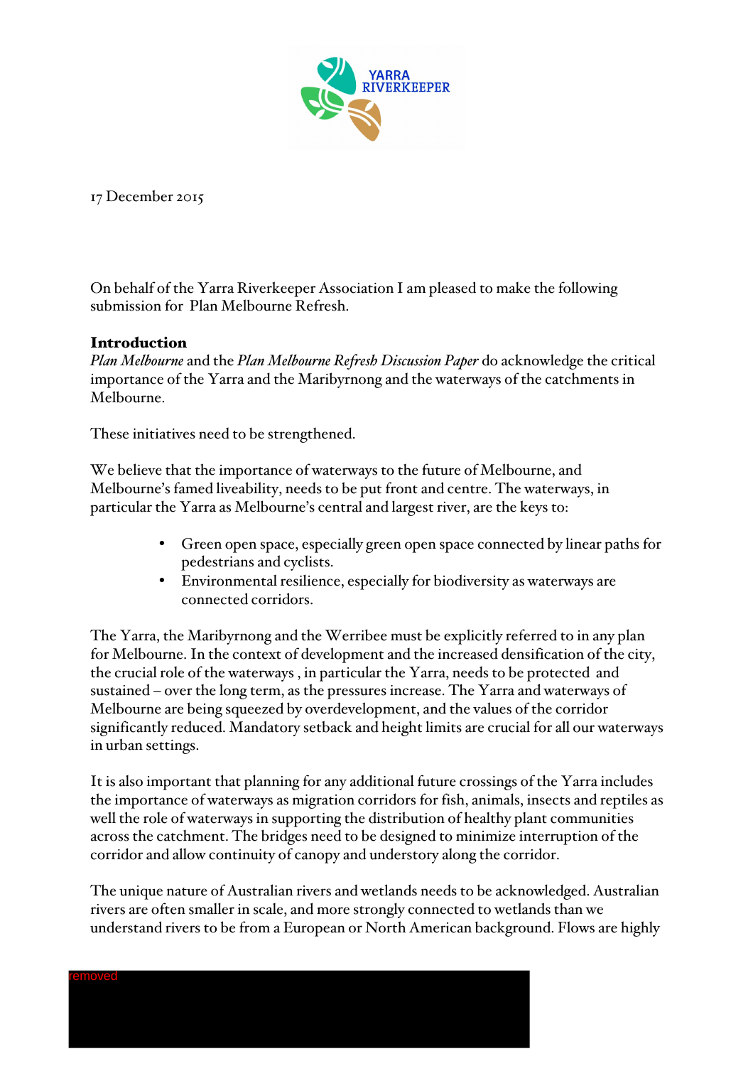YARRA RIVERKEEPER

17 December 2015

On behalf of the Yarra Riverkeeper Association I am pleased to make the following submission for Plan Melbourne Refresh.

**Introduction**

*Plan Melbourne* and the *Plan Melbourne Refresh Discussion Paper* do acknowledge the critical importance of the Yarra and the Maribyrnong and the waterways of the catchments in Melbourne.

These initiatives need to be strengthened.

We believe that the importance of waterways to the future of Melbourne, and Melbourne's famed liveability, needs to be put front and centre. The waterways, in particular the Yarra as Melbourne's central and largest river, are the keys to:

- Green open space, especially green open space connected by linear paths for pedestrians and cyclists.
- Environmental resilience, especially for biodiversity as waterways are connected corridors.

The Yarra, the Maribyrnong and the Werribee must be explicitly referred to in any plan for Melbourne. In the context of development and the increased densification of the city, the crucial role of the waterways , in particular the Yarra, needs to be protected and sustained – over the long term, as the pressures increase. The Yarra and waterways of Melbourne are being squeezed by overdevelopment, and the values of the corridor significantly reduced. Mandatory setback and height limits are crucial for all our waterways in urban settings.

It is also important that planning for any additional future crossings of the Yarra includes the importance of waterways as migration corridors for fish, animals, insects and reptiles as well the role of waterways in supporting the distribution of healthy plant communities across the catchment. The bridges need to be designed to minimize interruption of the corridor and allow continuity of canopy and understory along the corridor.

The unique nature of Australian rivers and wetlands needs to be acknowledged. Australian rivers are often smaller in scale, and more strongly connected to wetlands than we understand rivers to be from a European or North American background. Flows are highly

removed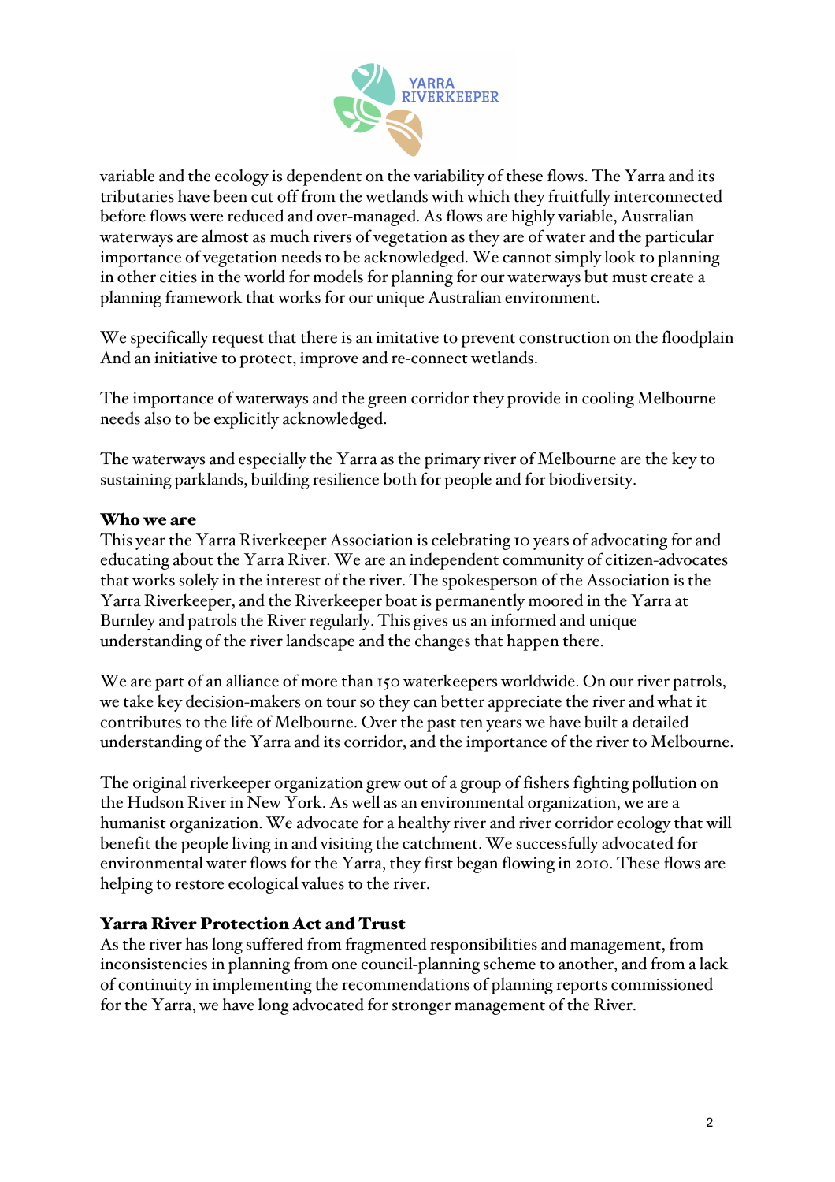variable and the ecology is dependent on the variability of these flows. The Yarra and its tributaries have been cut off from the wetlands with which they fruitfully interconnected before flows were reduced and over-managed. As flows are highly variable, Australian waterways are almost as much rivers of vegetation as they are of water and the particular importance of vegetation needs to be acknowledged. We cannot simply look to planning in other cities in the world for models for planning for our waterways but must create a planning framework that works for our unique Australian environment.

We specifically request that there is an imitative to prevent construction on the floodplain And an initiative to protect, improve and re-connect wetlands.

The importance of waterways and the green corridor they provide in cooling Melbourne needs also to be explicitly acknowledged.

The waterways and especially the Yarra as the primary river of Melbourne are the key to sustaining parklands, building resilience both for people and for biodiversity.

**Who we are**

This year the Yarra Riverkeeper Association is celebrating 10 years of advocating for and educating about the Yarra River. We are an independent community of citizen-advocates that works solely in the interest of the river. The spokesperson of the Association is the Yarra Riverkeeper, and the Riverkeeper boat is permanently moored in the Yarra at Burnley and patrols the River regularly. This gives us an informed and unique understanding of the river landscape and the changes that happen there.

We are part of an alliance of more than 150 waterkeepers worldwide. On our river patrols, we take key decision-makers on tour so they can better appreciate the river and what it contributes to the life of Melbourne. Over the past ten years we have built a detailed understanding of the Yarra and its corridor, and the importance of the river to Melbourne.

The original riverkeeper organization grew out of a group of fishers fighting pollution on the Hudson River in New York. As well as an environmental organization, we are a humanist organization. We advocate for a healthy river and river corridor ecology that will benefit the people living in and visiting the catchment. We successfully advocated for environmental water flows for the Yarra, they first began flowing in 2010. These flows are helping to restore ecological values to the river.

**Yarra River Protection Act and Trust**

As the river has long suffered from fragmented responsibilities and management, from inconsistencies in planning from one council-planning scheme to another, and from a lack of continuity in implementing the recommendations of planning reports commissioned for the Yarra, we have long advocated for stronger management of the River.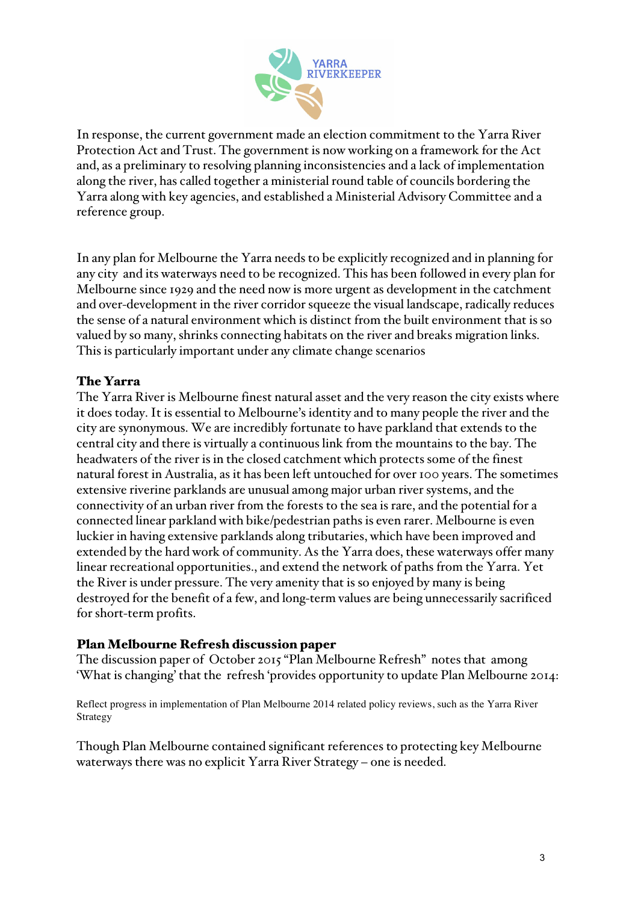In response, the current government made an election commitment to the Yarra River Protection Act and Trust. The government is now working on a framework for the Act and, as a preliminary to resolving planning inconsistencies and a lack of implementation along the river, has called together a ministerial round table of councils bordering the Yarra along with key agencies, and established a Ministerial Advisory Committee and a reference group.

In any plan for Melbourne the Yarra needs to be explicitly recognized and in planning for any city and its waterways need to be recognized. This has been followed in every plan for Melbourne since 1929 and the need now is more urgent as development in the catchment and over-development in the river corridor squeeze the visual landscape, radically reduces the sense of a natural environment which is distinct from the built environment that is so valued by so many, shrinks connecting habitats on the river and breaks migration links. This is particularly important under any climate change scenarios

## The Yarra

The Yarra River is Melbourne finest natural asset and the very reason the city exists where it does today. It is essential to Melbourne's identity and to many people the river and the city are synonymous. We are incredibly fortunate to have parkland that extends to the central city and there is virtually a continuous link from the mountains to the bay. The headwaters of the river is in the closed catchment which protects some of the finest natural forest in Australia, as it has been left untouched for over 100 years. The sometimes extensive riverine parklands are unusual among major urban river systems, and the connectivity of an urban river from the forests to the sea is rare, and the potential for a connected linear parkland with bike/pedestrian paths is even rarer. Melbourne is even luckier in having extensive parklands along tributaries, which have been improved and extended by the hard work of community. As the Yarra does, these waterways offer many linear recreational opportunities., and extend the network of paths from the Yarra. Yet the River is under pressure. The very amenity that is so enjoyed by many is being destroyed for the benefit of a few, and long-term values are being unnecessarily sacrificed for short-term profits.

## Plan Melbourne Refresh discussion paper

The discussion paper of October 2015 "Plan Melbourne Refresh" notes that among 'What is changing' that the refresh 'provides opportunity to update Plan Melbourne 2014:

Reflect progress in implementation of Plan Melbourne 2014 related policy reviews, such as the Yarra River Strategy

Though Plan Melbourne contained significant references to protecting key Melbourne waterways there was no explicit Yarra River Strategy – one is needed.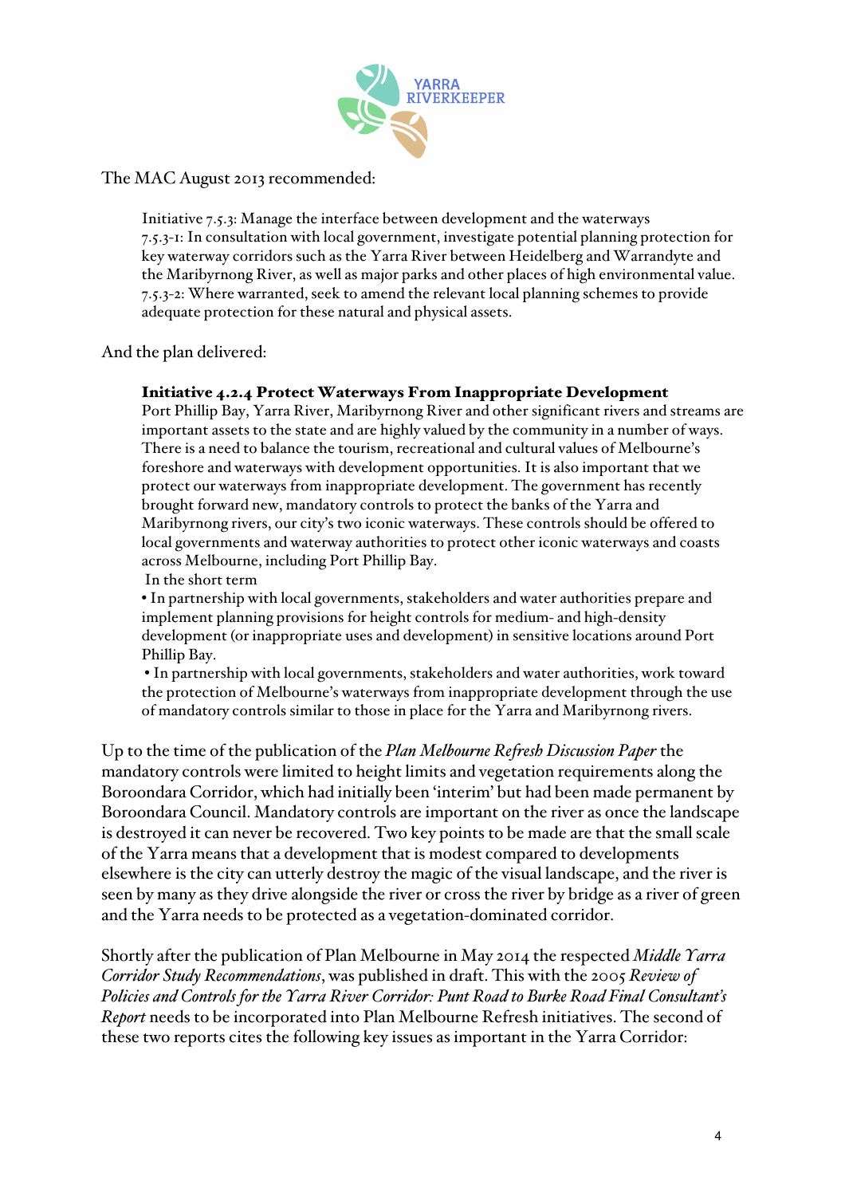The MAC August 2013 recommended:

> Initiative 7.5.3: Manage the interface between development and the waterways
> 7.5.3-1: In consultation with local government, investigate potential planning protection for key waterway corridors such as the Yarra River between Heidelberg and Warrandyte and the Maribyrnong River, as well as major parks and other places of high environmental value.
> 7.5.3-2: Where warranted, seek to amend the relevant local planning schemes to provide adequate protection for these natural and physical assets.

And the plan delivered:

> **Initiative 4.2.4 Protect Waterways From Inappropriate Development**
> Port Phillip Bay, Yarra River, Maribyrnong River and other significant rivers and streams are important assets to the state and are highly valued by the community in a number of ways. There is a need to balance the tourism, recreational and cultural values of Melbourne's foreshore and waterways with development opportunities. It is also important that we protect our waterways from inappropriate development. The government has recently brought forward new, mandatory controls to protect the banks of the Yarra and Maribyrnong rivers, our city's two iconic waterways. These controls should be offered to local governments and waterway authorities to protect other iconic waterways and coasts across Melbourne, including Port Phillip Bay.
> In the short term
> • In partnership with local governments, stakeholders and water authorities prepare and implement planning provisions for height controls for medium- and high-density development (or inappropriate uses and development) in sensitive locations around Port Phillip Bay.
> • In partnership with local governments, stakeholders and water authorities, work toward the protection of Melbourne's waterways from inappropriate development through the use of mandatory controls similar to those in place for the Yarra and Maribyrnong rivers.

Up to the time of the publication of the *Plan Melbourne Refresh Discussion Paper* the mandatory controls were limited to height limits and vegetation requirements along the Boroondara Corridor, which had initially been 'interim' but had been made permanent by Boroondara Council. Mandatory controls are important on the river as once the landscape is destroyed it can never be recovered. Two key points to be made are that the small scale of the Yarra means that a development that is modest compared to developments elsewhere is the city can utterly destroy the magic of the visual landscape, and the river is seen by many as they drive alongside the river or cross the river by bridge as a river of green and the Yarra needs to be protected as a vegetation-dominated corridor.

Shortly after the publication of Plan Melbourne in May 2014 the respected *Middle Yarra Corridor Study Recommendations*, was published in draft. This with the 2005 *Review of Policies and Controls for the Yarra River Corridor: Punt Road to Burke Road Final Consultant's Report* needs to be incorporated into Plan Melbourne Refresh initiatives. The second of these two reports cites the following key issues as important in the Yarra Corridor: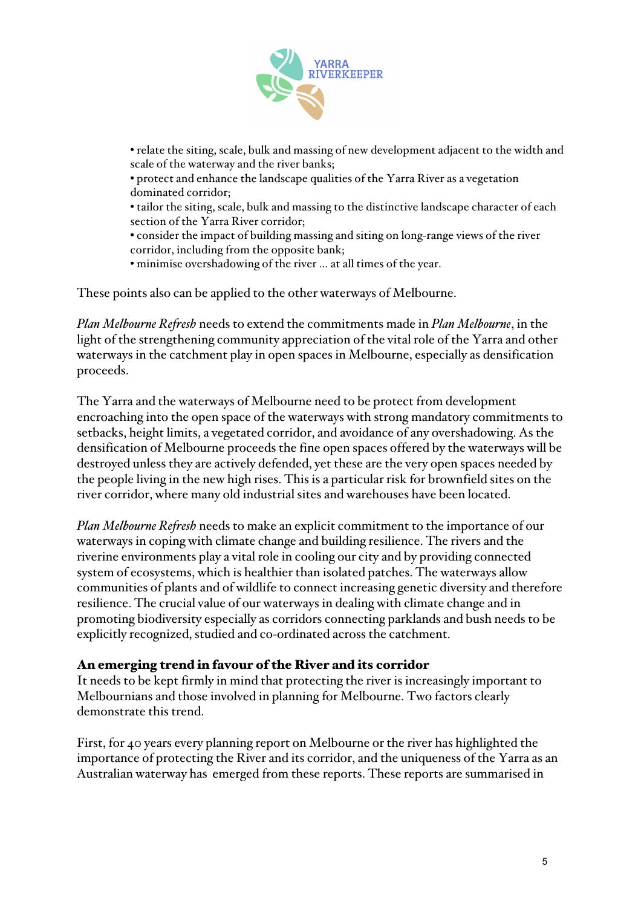- relate the siting, scale, bulk and massing of new development adjacent to the width and scale of the waterway and the river banks;
- protect and enhance the landscape qualities of the Yarra River as a vegetation dominated corridor;
- tailor the siting, scale, bulk and massing to the distinctive landscape character of each section of the Yarra River corridor;
- consider the impact of building massing and siting on long-range views of the river corridor, including from the opposite bank;
- minimise overshadowing of the river ... at all times of the year.

These points also can be applied to the other waterways of Melbourne.

*Plan Melbourne Refresh* needs to extend the commitments made in *Plan Melbourne*, in the light of the strengthening community appreciation of the vital role of the Yarra and other waterways in the catchment play in open spaces in Melbourne, especially as densification proceeds.

The Yarra and the waterways of Melbourne need to be protect from development encroaching into the open space of the waterways with strong mandatory commitments to setbacks, height limits, a vegetated corridor, and avoidance of any overshadowing. As the densification of Melbourne proceeds the fine open spaces offered by the waterways will be destroyed unless they are actively defended, yet these are the very open spaces needed by the people living in the new high rises. This is a particular risk for brownfield sites on the river corridor, where many old industrial sites and warehouses have been located.

*Plan Melbourne Refresh* needs to make an explicit commitment to the importance of our waterways in coping with climate change and building resilience. The rivers and the riverine environments play a vital role in cooling our city and by providing connected system of ecosystems, which is healthier than isolated patches. The waterways allow communities of plants and of wildlife to connect increasing genetic diversity and therefore resilience. The crucial value of our waterways in dealing with climate change and in promoting biodiversity especially as corridors connecting parklands and bush needs to be explicitly recognized, studied and co-ordinated across the catchment.

## An emerging trend in favour of the River and its corridor

It needs to be kept firmly in mind that protecting the river is increasingly important to Melbournians and those involved in planning for Melbourne. Two factors clearly demonstrate this trend.

First, for 40 years every planning report on Melbourne or the river has highlighted the importance of protecting the River and its corridor, and the uniqueness of the Yarra as an Australian waterway has emerged from these reports. These reports are summarised in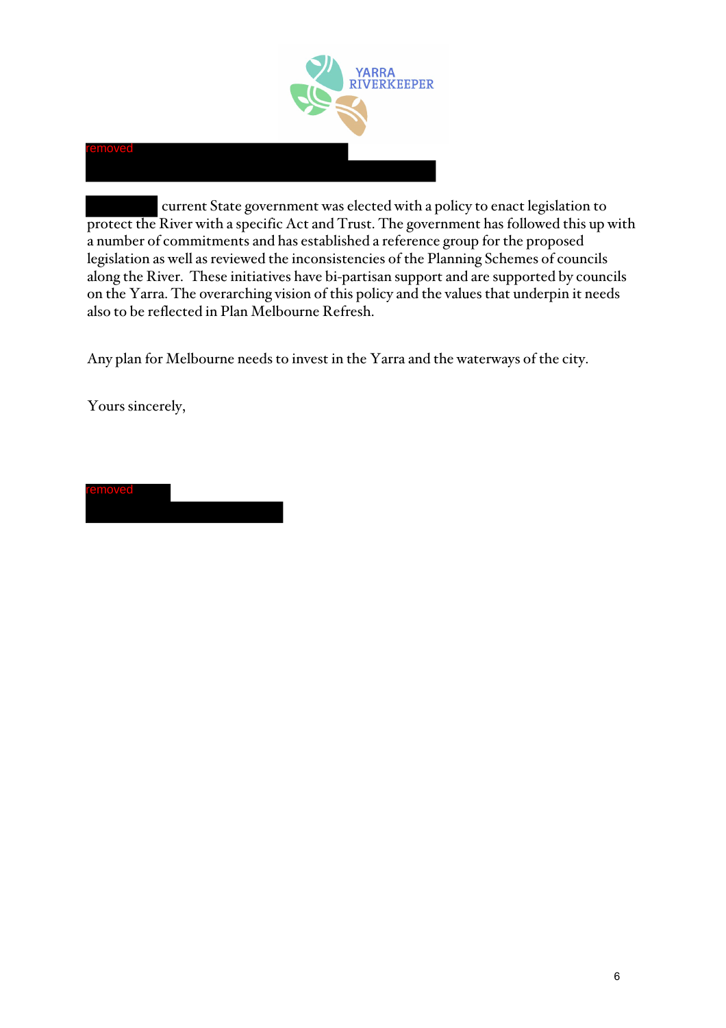YARRA RIVERKEEPER

removed

current State government was elected with a policy to enact legislation to protect the River with a specific Act and Trust. The government has followed this up with a number of commitments and has established a reference group for the proposed legislation as well as reviewed the inconsistencies of the Planning Schemes of councils along the River. These initiatives have bi-partisan support and are supported by councils on the Yarra. The overarching vision of this policy and the values that underpin it needs also to be reflected in Plan Melbourne Refresh.

Any plan for Melbourne needs to invest in the Yarra and the waterways of the city.

Yours sincerely,

removed